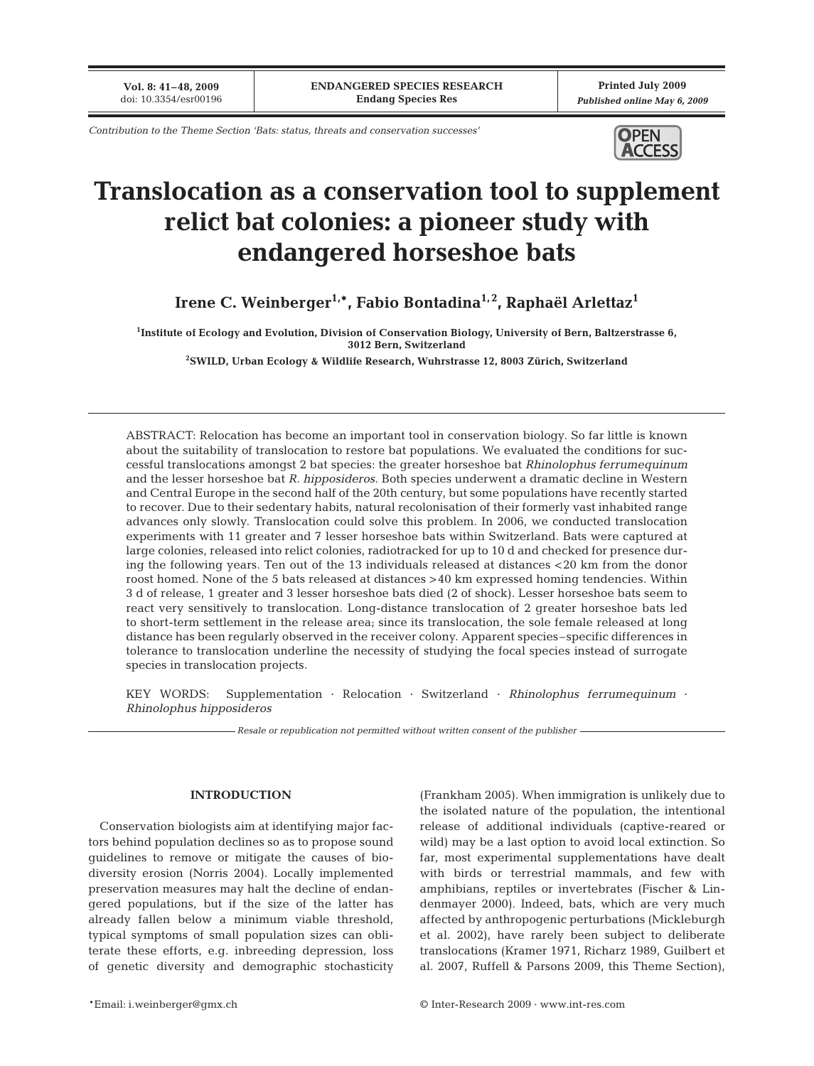Contribution to the Theme Section 'Bats: status, threats and conservation successes'

# Translocation as a conservation tool to supplement relict bat colonies: a pioneer study with endangered horseshoe bats

**Irene C. Weinberger[1,*], Fabio Bontadina[1,2], Raphaël Arlettaz[1]**

[1]Institute of Ecology and Evolution, Division of Conservation Biology, University of Bern, Baltzerstrasse 6, 3012 Bern, Switzerland

[2]SWILD, Urban Ecology & Wildlife Research, Wuhrstrasse 12, 8003 Zürich, Switzerland

ABSTRACT: Relocation has become an important tool in conservation biology. So far little is known about the suitability of translocation to restore bat populations. We evaluated the conditions for successful translocations amongst 2 bat species: the greater horseshoe bat *Rhinolophus ferrumequinum* and the lesser horseshoe bat *R. hipposideros*. Both species underwent a dramatic decline in Western and Central Europe in the second half of the 20th century, but some populations have recently started to recover. Due to their sedentary habits, natural recolonisation of their formerly vast inhabited range advances only slowly. Translocation could solve this problem. In 2006, we conducted translocation experiments with 11 greater and 7 lesser horseshoe bats within Switzerland. Bats were captured at large colonies, released into relict colonies, radiotracked for up to 10 d and checked for presence during the following years. Ten out of the 13 individuals released at distances <20 km from the donor roost homed. None of the 5 bats released at distances >40 km expressed homing tendencies. Within 3 d of release, 1 greater and 3 lesser horseshoe bats died (2 of shock). Lesser horseshoe bats seem to react very sensitively to translocation. Long-distance translocation of 2 greater horseshoe bats led to short-term settlement in the release area; since its translocation, the sole female released at long distance has been regularly observed in the receiver colony. Apparent species–specific differences in tolerance to translocation underline the necessity of studying the focal species instead of surrogate species in translocation projects.

KEY WORDS: Supplementation · Relocation · Switzerland · *Rhinolophus ferrumequinum* · *Rhinolophus hipposideros*

*Resale or republication not permitted without written consent of the publisher*

## INTRODUCTION

Conservation biologists aim at identifying major factors behind population declines so as to propose sound guidelines to remove or mitigate the causes of biodiversity erosion (Norris 2004). Locally implemented preservation measures may halt the decline of endangered populations, but if the size of the latter has already fallen below a minimum viable threshold, typical symptoms of small population sizes can obliterate these efforts, e.g. inbreeding depression, loss of genetic diversity and demographic stochasticity (Frankham 2005). When immigration is unlikely due to the isolated nature of the population, the intentional release of additional individuals (captive-reared or wild) may be a last option to avoid local extinction. So far, most experimental supplementations have dealt with birds or terrestrial mammals, and few with amphibians, reptiles or invertebrates (Fischer & Lindenmayer 2000). Indeed, bats, which are very much affected by anthropogenic perturbations (Mickleburgh et al. 2002), have rarely been subject to deliberate translocations (Kramer 1971, Richarz 1989, Guilbert et al. 2007, Ruffell & Parsons 2009, this Theme Section),

*Email: i.weinberger@gmx.ch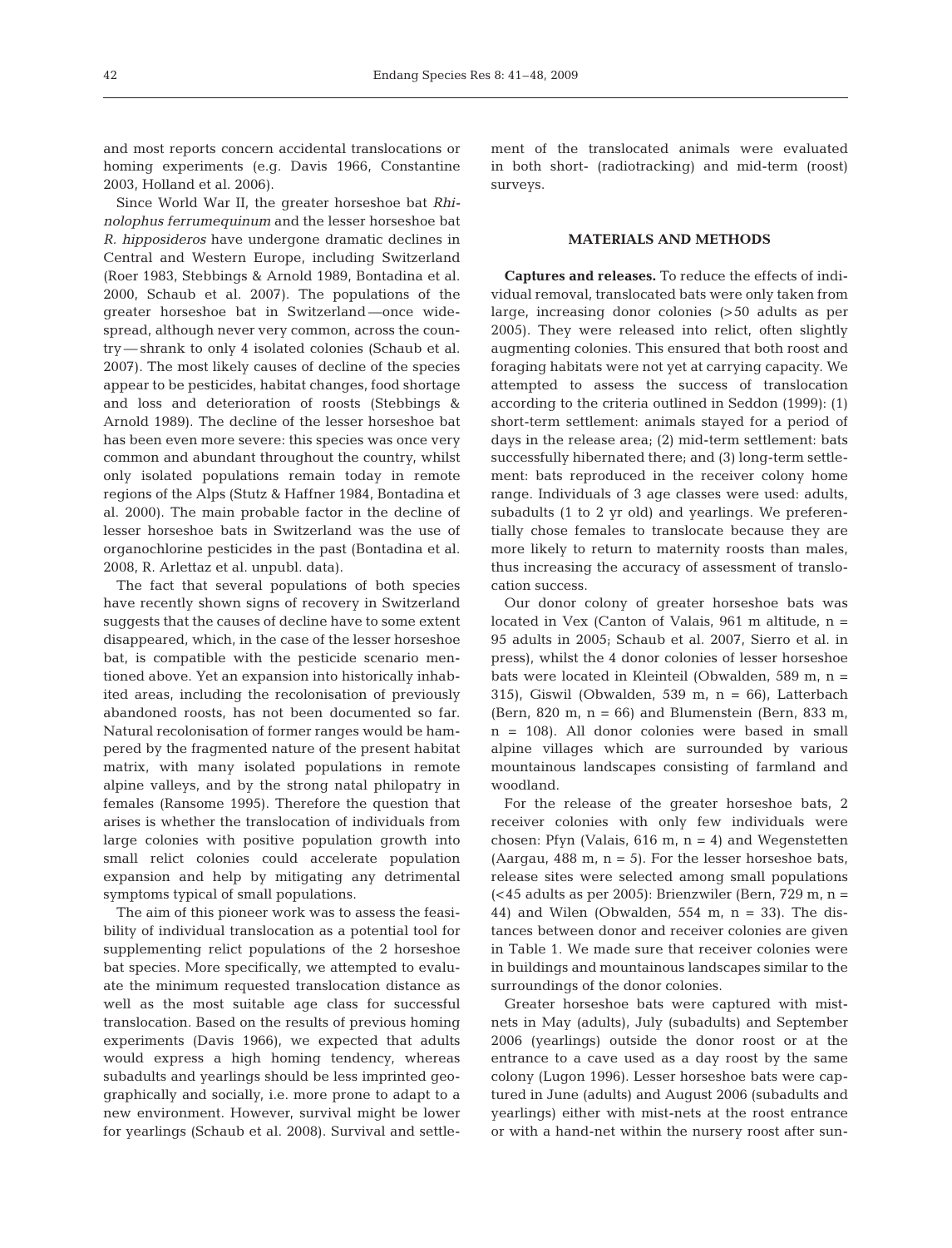and most reports concern accidental translocations or homing experiments (e.g. Davis 1966, Constantine 2003, Holland et al. 2006).

Since World War II, the greater horseshoe bat *Rhinolophus ferrumequinum* and the lesser horseshoe bat *R. hipposideros* have undergone dramatic declines in Central and Western Europe, including Switzerland (Roer 1983, Stebbings & Arnold 1989, Bontadina et al. 2000, Schaub et al. 2007). The populations of the greater horseshoe bat in Switzerland — once widespread, although never very common, across the country — shrank to only 4 isolated colonies (Schaub et al. 2007). The most likely causes of decline of the species appear to be pesticides, habitat changes, food shortage and loss and deterioration of roosts (Stebbings & Arnold 1989). The decline of the lesser horseshoe bat has been even more severe: this species was once very common and abundant throughout the country, whilst only isolated populations remain today in remote regions of the Alps (Stutz & Haffner 1984, Bontadina et al. 2000). The main probable factor in the decline of lesser horseshoe bats in Switzerland was the use of organochlorine pesticides in the past (Bontadina et al. 2008, R. Arlettaz et al. unpubl. data).

The fact that several populations of both species have recently shown signs of recovery in Switzerland suggests that the causes of decline have to some extent disappeared, which, in the case of the lesser horseshoe bat, is compatible with the pesticide scenario mentioned above. Yet an expansion into historically inhabited areas, including the recolonisation of previously abandoned roosts, has not been documented so far. Natural recolonisation of former ranges would be hampered by the fragmented nature of the present habitat matrix, with many isolated populations in remote alpine valleys, and by the strong natal philopatry in females (Ransome 1995). Therefore the question that arises is whether the translocation of individuals from large colonies with positive population growth into small relict colonies could accelerate population expansion and help by mitigating any detrimental symptoms typical of small populations.

The aim of this pioneer work was to assess the feasibility of individual translocation as a potential tool for supplementing relict populations of the 2 horseshoe bat species. More specifically, we attempted to evaluate the minimum requested translocation distance as well as the most suitable age class for successful translocation. Based on the results of previous homing experiments (Davis 1966), we expected that adults would express a high homing tendency, whereas subadults and yearlings should be less imprinted geographically and socially, i.e. more prone to adapt to a new environment. However, survival might be lower for yearlings (Schaub et al. 2008). Survival and settlement of the translocated animals were evaluated in both short- (radiotracking) and mid-term (roost) surveys.

## MATERIALS AND METHODS

**Captures and releases.** To reduce the effects of individual removal, translocated bats were only taken from large, increasing donor colonies (>50 adults as per 2005). They were released into relict, often slightly augmenting colonies. This ensured that both roost and foraging habitats were not yet at carrying capacity. We attempted to assess the success of translocation according to the criteria outlined in Seddon (1999): (1) short-term settlement: animals stayed for a period of days in the release area; (2) mid-term settlement: bats successfully hibernated there; and (3) long-term settlement: bats reproduced in the receiver colony home range. Individuals of 3 age classes were used: adults, subadults (1 to 2 yr old) and yearlings. We preferentially chose females to translocate because they are more likely to return to maternity roosts than males, thus increasing the accuracy of assessment of translocation success.

Our donor colony of greater horseshoe bats was located in Vex (Canton of Valais, 961 m altitude, n = 95 adults in 2005; Schaub et al. 2007, Sierro et al. in press), whilst the 4 donor colonies of lesser horseshoe bats were located in Kleinteil (Obwalden, 589 m, n = 315), Giswil (Obwalden, 539 m, n = 66), Latterbach (Bern, 820 m, n = 66) and Blumenstein (Bern, 833 m, n = 108). All donor colonies were based in small alpine villages which are surrounded by various mountainous landscapes consisting of farmland and woodland.

For the release of the greater horseshoe bats, 2 receiver colonies with only few individuals were chosen: Pfyn (Valais, 616 m, n = 4) and Wegenstetten (Aargau, 488 m, n = 5). For the lesser horseshoe bats, release sites were selected among small populations (<45 adults as per 2005): Brienzwiler (Bern, 729 m, n = 44) and Wilen (Obwalden, 554 m, n = 33). The distances between donor and receiver colonies are given in Table 1. We made sure that receiver colonies were in buildings and mountainous landscapes similar to the surroundings of the donor colonies.

Greater horseshoe bats were captured with mist-nets in May (adults), July (subadults) and September 2006 (yearlings) outside the donor roost or at the entrance to a cave used as a day roost by the same colony (Lugon 1996). Lesser horseshoe bats were captured in June (adults) and August 2006 (subadults and yearlings) either with mist-nets at the roost entrance or with a hand-net within the nursery roost after sun-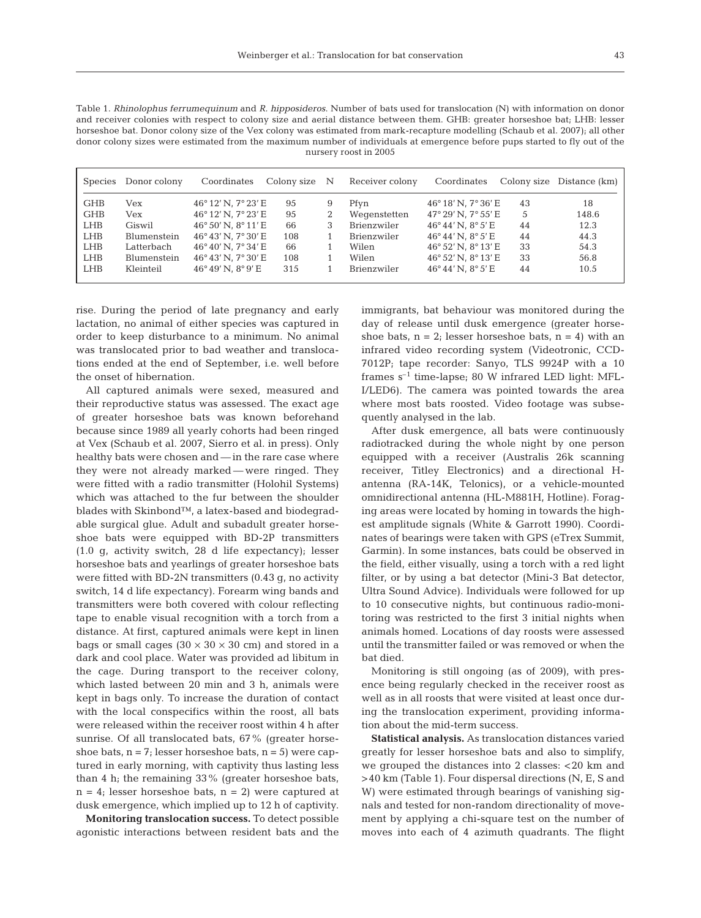Table 1. *Rhinolophus ferrumequinum* and *R. hipposideros*. Number of bats used for translocation (N) with information on donor and receiver colonies with respect to colony size and aerial distance between them. GHB: greater horseshoe bat; LHB: lesser horseshoe bat. Donor colony size of the Vex colony was estimated from mark-recapture modelling (Schaub et al. 2007); all other donor colony sizes were estimated from the maximum number of individuals at emergence before pups started to fly out of the nursery roost in 2005

| Species | Donor colony | Coordinates | Colony size | N | Receiver colony | Coordinates | Colony size | Distance (km) |
|---|---|---|---|---|---|---|---|---|
| GHB | Vex | 46° 12' N, 7° 23' E | 95 | 9 | Pfyn | 46° 18' N, 7° 36' E | 43 | 18 |
| GHB | Vex | 46° 12' N, 7° 23' E | 95 | 2 | Wegenstetten | 47° 29' N, 7° 55' E | 5 | 148.6 |
| LHB | Giswil | 46° 50' N, 8° 11' E | 66 | 3 | Brienzwiler | 46° 44' N, 8° 5' E | 44 | 12.3 |
| LHB | Blumenstein | 46° 43' N, 7° 30' E | 108 | 1 | Brienzwiler | 46° 44' N, 8° 5' E | 44 | 44.3 |
| LHB | Latterbach | 46° 40' N, 7° 34' E | 66 | 1 | Wilen | 46° 52' N, 8° 13' E | 33 | 54.3 |
| LHB | Blumenstein | 46° 43' N, 7° 30' E | 108 | 1 | Wilen | 46° 52' N, 8° 13' E | 33 | 56.8 |
| LHB | Kleinteil | 46° 49' N, 8° 9' E | 315 | 1 | Brienzwiler | 46° 44' N, 8° 5' E | 44 | 10.5 |

rise. During the period of late pregnancy and early lactation, no animal of either species was captured in order to keep disturbance to a minimum. No animal was translocated prior to bad weather and translocations ended at the end of September, i.e. well before the onset of hibernation.

All captured animals were sexed, measured and their reproductive status was assessed. The exact age of greater horseshoe bats was known beforehand because since 1989 all yearly cohorts had been ringed at Vex (Schaub et al. 2007, Sierro et al. in press). Only healthy bats were chosen and — in the rare case where they were not already marked — were ringed. They were fitted with a radio transmitter (Holohil Systems) which was attached to the fur between the shoulder blades with Skinbond™, a latex-based and biodegradable surgical glue. Adult and subadult greater horseshoe bats were equipped with BD-2P transmitters (1.0 g, activity switch, 28 d life expectancy); lesser horseshoe bats and yearlings of greater horseshoe bats were fitted with BD-2N transmitters (0.43 g, no activity switch, 14 d life expectancy). Forearm wing bands and transmitters were both covered with colour reflecting tape to enable visual recognition with a torch from a distance. At first, captured animals were kept in linen bags or small cages (30 × 30 × 30 cm) and stored in a dark and cool place. Water was provided ad libitum in the cage. During transport to the receiver colony, which lasted between 20 min and 3 h, animals were kept in bags only. To increase the duration of contact with the local conspecifics within the roost, all bats were released within the receiver roost within 4 h after sunrise. Of all translocated bats, 67% (greater horseshoe bats, n = 7; lesser horseshoe bats, n = 5) were captured in early morning, with captivity thus lasting less than 4 h; the remaining 33% (greater horseshoe bats, n = 4; lesser horseshoe bats, n = 2) were captured at dusk emergence, which implied up to 12 h of captivity.

**Monitoring translocation success.** To detect possible agonistic interactions between resident bats and the immigrants, bat behaviour was monitored during the day of release until dusk emergence (greater horseshoe bats, n = 2; lesser horseshoe bats, n = 4) with an infrared video recording system (Videotronic, CCD-7012P; tape recorder: Sanyo, TLS 9924P with a 10 frames $s^{-1}$ time-lapse; 80 W infrared LED light: MFL-I/LED6). The camera was pointed towards the area where most bats roosted. Video footage was subsequently analysed in the lab.

After dusk emergence, all bats were continuously radiotracked during the whole night by one person equipped with a receiver (Australis 26k scanning receiver, Titley Electronics) and a directional H-antenna (RA-14K, Telonics), or a vehicle-mounted omnidirectional antenna (HL-M881H, Hotline). Foraging areas were located by homing in towards the highest amplitude signals (White & Garrott 1990). Coordinates of bearings were taken with GPS (eTrex Summit, Garmin). In some instances, bats could be observed in the field, either visually, using a torch with a red light filter, or by using a bat detector (Mini-3 Bat detector, Ultra Sound Advice). Individuals were followed for up to 10 consecutive nights, but continuous radio-monitoring was restricted to the first 3 initial nights when animals homed. Locations of day roosts were assessed until the transmitter failed or was removed or when the bat died.

Monitoring is still ongoing (as of 2009), with presence being regularly checked in the receiver roost as well as in all roosts that were visited at least once during the translocation experiment, providing information about the mid-term success.

**Statistical analysis.** As translocation distances varied greatly for lesser horseshoe bats and also to simplify, we grouped the distances into 2 classes: <20 km and >40 km (Table 1). Four dispersal directions (N, E, S and W) were estimated through bearings of vanishing signals and tested for non-random directionality of movement by applying a chi-square test on the number of moves into each of 4 azimuth quadrants. The flight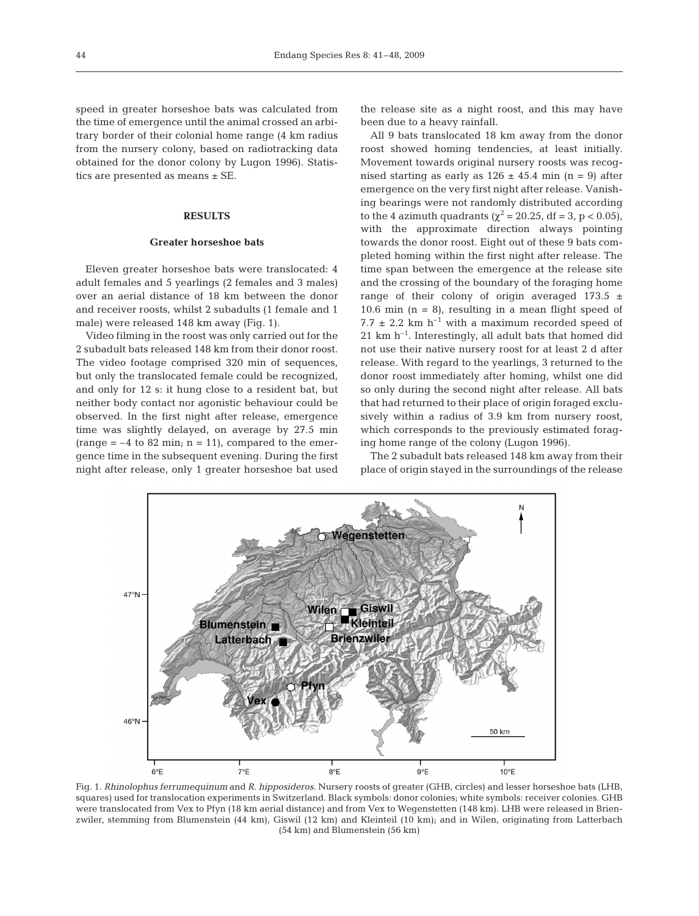speed in greater horseshoe bats was calculated from the time of emergence until the animal crossed an arbitrary border of their colonial home range (4 km radius from the nursery colony, based on radiotracking data obtained for the donor colony by Lugon 1996). Statistics are presented as means ± SE.

## RESULTS

### Greater horseshoe bats

Eleven greater horseshoe bats were translocated: 4 adult females and 5 yearlings (2 females and 3 males) over an aerial distance of 18 km between the donor and receiver roosts, whilst 2 subadults (1 female and 1 male) were released 148 km away (Fig. 1).

Video filming in the roost was only carried out for the 2 subadult bats released 148 km from their donor roost. The video footage comprised 320 min of sequences, but only the translocated female could be recognized, and only for 12 s: it hung close to a resident bat, but neither body contact nor agonistic behaviour could be observed. In the first night after release, emergence time was slightly delayed, on average by 27.5 min (range = –4 to 82 min; n = 11), compared to the emergence time in the subsequent evening. During the first night after release, only 1 greater horseshoe bat used the release site as a night roost, and this may have been due to a heavy rainfall.

All 9 bats translocated 18 km away from the donor roost showed homing tendencies, at least initially. Movement towards original nursery roosts was recognised starting as early as 126 ± 45.4 min (n = 9) after emergence on the very first night after release. Vanishing bearings were not randomly distributed according to the 4 azimuth quadrants ($\chi^2 = 20.25$, df = 3, $p < 0.05$), with the approximate direction always pointing towards the donor roost. Eight out of these 9 bats completed homing within the first night after release. The time span between the emergence at the release site and the crossing of the boundary of the foraging home range of their colony of origin averaged 173.5 ± 10.6 min (n = 8), resulting in a mean flight speed of 7.7 ± 2.2 km $h^{-1}$ with a maximum recorded speed of 21 km $h^{-1}$. Interestingly, all adult bats that homed did not use their native nursery roost for at least 2 d after release. With regard to the yearlings, 3 returned to the donor roost immediately after homing, whilst one did so only during the second night after release. All bats that had returned to their place of origin foraged exclusively within a radius of 3.9 km from nursery roost, which corresponds to the previously estimated foraging home range of the colony (Lugon 1996).

The 2 subadult bats released 148 km away from their place of origin stayed in the surroundings of the release

Fig. 1. *Rhinolophus ferrumequinum* and *R. hipposideros*. Nursery roosts of greater (GHB, circles) and lesser horseshoe bats (LHB, squares) used for translocation experiments in Switzerland. Black symbols: donor colonies; white symbols: receiver colonies. GHB were translocated from Vex to Pfyn (18 km aerial distance) and from Vex to Wegenstetten (148 km). LHB were released in Brienzwiler, stemming from Blumenstein (44 km), Giswil (12 km) and Kleinteil (10 km); and in Wilen, originating from Latterbach (54 km) and Blumenstein (56 km)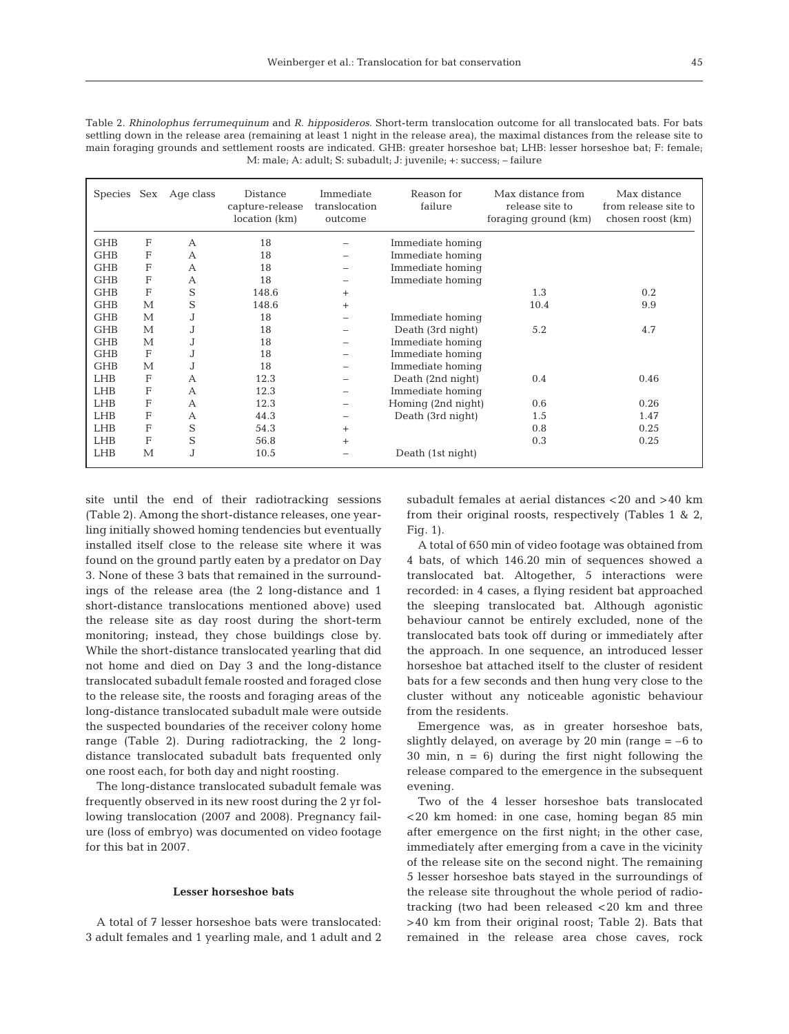Table 2. *Rhinolophus ferrumequinum* and *R. hipposideros*. Short-term translocation outcome for all translocated bats. For bats settling down in the release area (remaining at least 1 night in the release area), the maximal distances from the release site to main foraging grounds and settlement roosts are indicated. GHB: greater horseshoe bat; LHB: lesser horseshoe bat; F: female; M: male; A: adult; S: subadult; J: juvenile; +: success; – failure

| Species | Sex | Age class | Distance capture-release location (km) | Immediate translocation outcome | Reason for failure | Max distance from release site to foraging ground (km) | Max distance from release site to chosen roost (km) |
|---|---|---|---|---|---|---|---|
| GHB | F | A | 18 | – | Immediate homing | | |
| GHB | F | A | 18 | – | Immediate homing | | |
| GHB | F | A | 18 | – | Immediate homing | | |
| GHB | F | A | 18 | – | Immediate homing | | |
| GHB | F | S | 148.6 | + | | 1.3 | 0.2 |
| GHB | M | S | 148.6 | + | | 10.4 | 9.9 |
| GHB | M | J | 18 | – | Immediate homing | | |
| GHB | M | J | 18 | – | Death (3rd night) | 5.2 | 4.7 |
| GHB | M | J | 18 | – | Immediate homing | | |
| GHB | F | J | 18 | – | Immediate homing | | |
| GHB | M | J | 18 | – | Immediate homing | | |
| LHB | F | A | 12.3 | – | Death (2nd night) | 0.4 | 0.46 |
| LHB | F | A | 12.3 | – | Immediate homing | | |
| LHB | F | A | 12.3 | – | Homing (2nd night) | 0.6 | 0.26 |
| LHB | F | A | 44.3 | – | Death (3rd night) | 1.5 | 1.47 |
| LHB | F | S | 54.3 | + | | 0.8 | 0.25 |
| LHB | F | S | 56.8 | + | | 0.3 | 0.25 |
| LHB | M | J | 10.5 | – | Death (1st night) | | |

site until the end of their radiotracking sessions (Table 2). Among the short-distance releases, one yearling initially showed homing tendencies but eventually installed itself close to the release site where it was found on the ground partly eaten by a predator on Day 3. None of these 3 bats that remained in the surroundings of the release area (the 2 long-distance and 1 short-distance translocations mentioned above) used the release site as day roost during the short-term monitoring; instead, they chose buildings close by. While the short-distance translocated yearling that did not home and died on Day 3 and the long-distance translocated subadult female roosted and foraged close to the release site, the roosts and foraging areas of the long-distance translocated subadult male were outside the suspected boundaries of the receiver colony home range (Table 2). During radiotracking, the 2 long-distance translocated subadult bats frequented only one roost each, for both day and night roosting.

The long-distance translocated subadult female was frequently observed in its new roost during the 2 yr following translocation (2007 and 2008). Pregnancy failure (loss of embryo) was documented on video footage for this bat in 2007.

### Lesser horseshoe bats

A total of 7 lesser horseshoe bats were translocated: 3 adult females and 1 yearling male, and 1 adult and 2 subadult females at aerial distances <20 and >40 km from their original roosts, respectively (Tables 1 & 2, Fig. 1).

A total of 650 min of video footage was obtained from 4 bats, of which 146.20 min of sequences showed a translocated bat. Altogether, 5 interactions were recorded: in 4 cases, a flying resident bat approached the sleeping translocated bat. Although agonistic behaviour cannot be entirely excluded, none of the translocated bats took off during or immediately after the approach. In one sequence, an introduced lesser horseshoe bat attached itself to the cluster of resident bats for a few seconds and then hung very close to the cluster without any noticeable agonistic behaviour from the residents.

Emergence was, as in greater horseshoe bats, slightly delayed, on average by 20 min (range = –6 to 30 min, n = 6) during the first night following the release compared to the emergence in the subsequent evening.

Two of the 4 lesser horseshoe bats translocated <20 km homed: in one case, homing began 85 min after emergence on the first night; in the other case, immediately after emerging from a cave in the vicinity of the release site on the second night. The remaining 5 lesser horseshoe bats stayed in the surroundings of the release site throughout the whole period of radiotracking (two had been released <20 km and three >40 km from their original roost; Table 2). Bats that remained in the release area chose caves, rock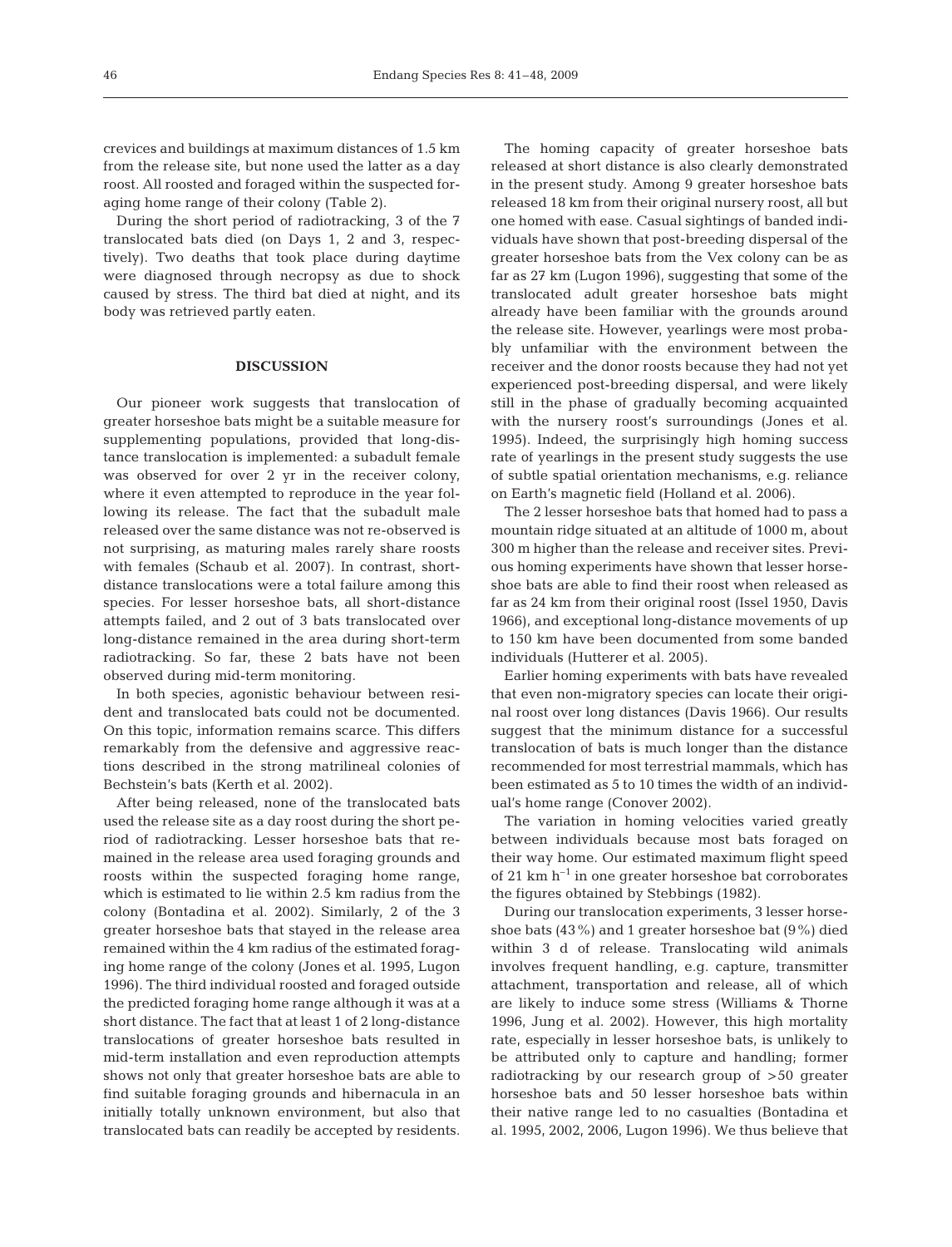crevices and buildings at maximum distances of 1.5 km from the release site, but none used the latter as a day roost. All roosted and foraged within the suspected foraging home range of their colony (Table 2).

During the short period of radiotracking, 3 of the 7 translocated bats died (on Days 1, 2 and 3, respectively). Two deaths that took place during daytime were diagnosed through necropsy as due to shock caused by stress. The third bat died at night, and its body was retrieved partly eaten.

## DISCUSSION

Our pioneer work suggests that translocation of greater horseshoe bats might be a suitable measure for supplementing populations, provided that long-distance translocation is implemented: a subadult female was observed for over 2 yr in the receiver colony, where it even attempted to reproduce in the year following its release. The fact that the subadult male released over the same distance was not re-observed is not surprising, as maturing males rarely share roosts with females (Schaub et al. 2007). In contrast, short-distance translocations were a total failure among this species. For lesser horseshoe bats, all short-distance attempts failed, and 2 out of 3 bats translocated over long-distance remained in the area during short-term radiotracking. So far, these 2 bats have not been observed during mid-term monitoring.

In both species, agonistic behaviour between resident and translocated bats could not be documented. On this topic, information remains scarce. This differs remarkably from the defensive and aggressive reactions described in the strong matrilineal colonies of Bechstein's bats (Kerth et al. 2002).

After being released, none of the translocated bats used the release site as a day roost during the short period of radiotracking. Lesser horseshoe bats that remained in the release area used foraging grounds and roosts within the suspected foraging home range, which is estimated to lie within 2.5 km radius from the colony (Bontadina et al. 2002). Similarly, 2 of the 3 greater horseshoe bats that stayed in the release area remained within the 4 km radius of the estimated foraging home range of the colony (Jones et al. 1995, Lugon 1996). The third individual roosted and foraged outside the predicted foraging home range although it was at a short distance. The fact that at least 1 of 2 long-distance translocations of greater horseshoe bats resulted in mid-term installation and even reproduction attempts shows not only that greater horseshoe bats are able to find suitable foraging grounds and hibernacula in an initially totally unknown environment, but also that translocated bats can readily be accepted by residents.

The homing capacity of greater horseshoe bats released at short distance is also clearly demonstrated in the present study. Among 9 greater horseshoe bats released 18 km from their original nursery roost, all but one homed with ease. Casual sightings of banded individuals have shown that post-breeding dispersal of the greater horseshoe bats from the Vex colony can be as far as 27 km (Lugon 1996), suggesting that some of the translocated adult greater horseshoe bats might already have been familiar with the grounds around the release site. However, yearlings were most probably unfamiliar with the environment between the receiver and the donor roosts because they had not yet experienced post-breeding dispersal, and were likely still in the phase of gradually becoming acquainted with the nursery roost's surroundings (Jones et al. 1995). Indeed, the surprisingly high homing success rate of yearlings in the present study suggests the use of subtle spatial orientation mechanisms, e.g. reliance on Earth's magnetic field (Holland et al. 2006).

The 2 lesser horseshoe bats that homed had to pass a mountain ridge situated at an altitude of 1000 m, about 300 m higher than the release and receiver sites. Previous homing experiments have shown that lesser horseshoe bats are able to find their roost when released as far as 24 km from their original roost (Issel 1950, Davis 1966), and exceptional long-distance movements of up to 150 km have been documented from some banded individuals (Hutterer et al. 2005).

Earlier homing experiments with bats have revealed that even non-migratory species can locate their original roost over long distances (Davis 1966). Our results suggest that the minimum distance for a successful translocation of bats is much longer than the distance recommended for most terrestrial mammals, which has been estimated as 5 to 10 times the width of an individual's home range (Conover 2002).

The variation in homing velocities varied greatly between individuals because most bats foraged on their way home. Our estimated maximum flight speed of 21 km $h^{-1}$ in one greater horseshoe bat corroborates the figures obtained by Stebbings (1982).

During our translocation experiments, 3 lesser horseshoe bats (43%) and 1 greater horseshoe bat (9%) died within 3 d of release. Translocating wild animals involves frequent handling, e.g. capture, transmitter attachment, transportation and release, all of which are likely to induce some stress (Williams & Thorne 1996, Jung et al. 2002). However, this high mortality rate, especially in lesser horseshoe bats, is unlikely to be attributed only to capture and handling; former radiotracking by our research group of >50 greater horseshoe bats and 50 lesser horseshoe bats within their native range led to no casualties (Bontadina et al. 1995, 2002, 2006, Lugon 1996). We thus believe that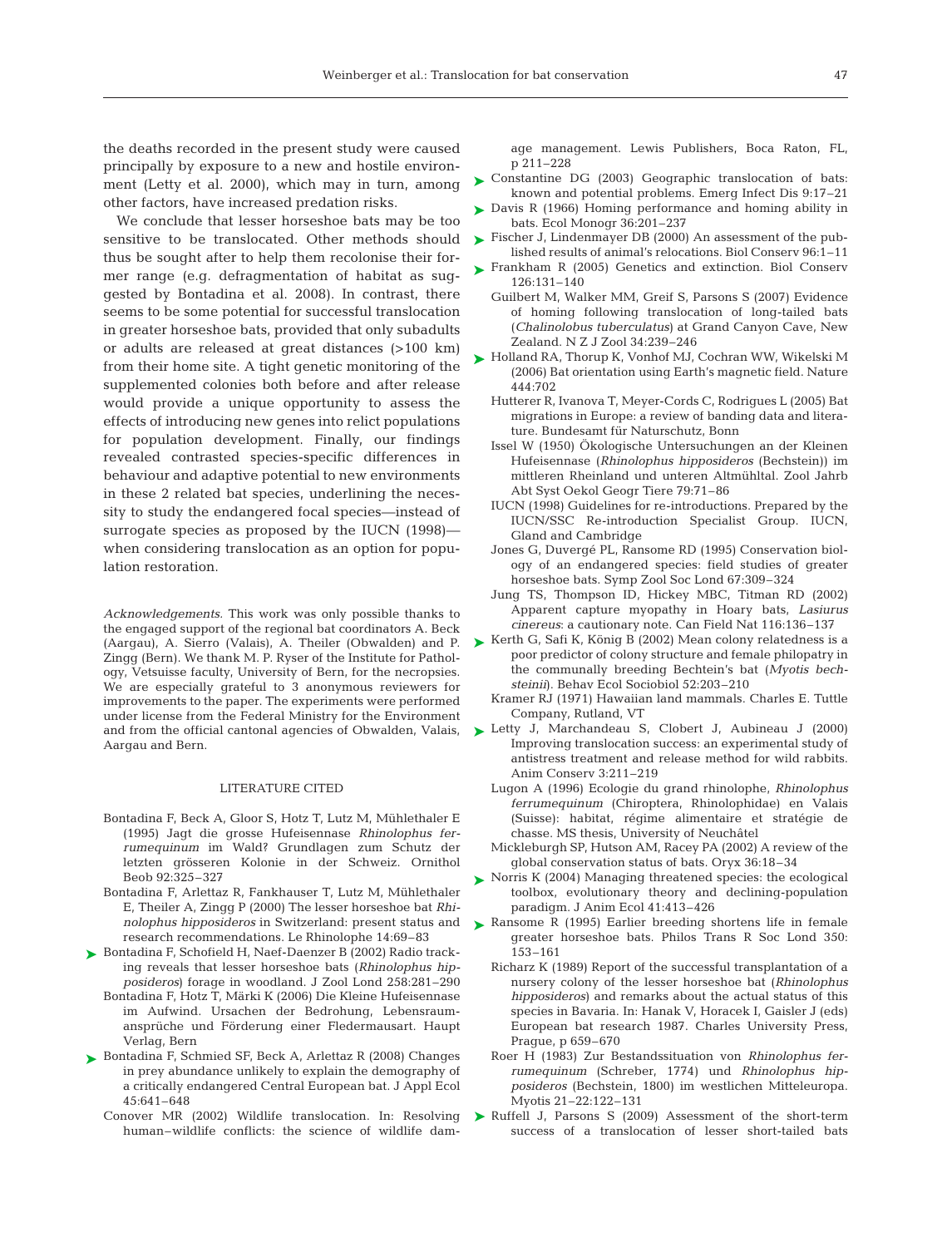the deaths recorded in the present study were caused principally by exposure to a new and hostile environment (Letty et al. 2000), which may in turn, among other factors, have increased predation risks.

We conclude that lesser horseshoe bats may be too sensitive to be translocated. Other methods should thus be sought after to help them recolonise their former range (e.g. defragmentation of habitat as suggested by Bontadina et al. 2008). In contrast, there seems to be some potential for successful translocation in greater horseshoe bats, provided that only subadults or adults are released at great distances (>100 km) from their home site. A tight genetic monitoring of the supplemented colonies both before and after release would provide a unique opportunity to assess the effects of introducing new genes into relict populations for population development. Finally, our findings revealed contrasted species-specific differences in behaviour and adaptive potential to new environments in these 2 related bat species, underlining the necessity to study the endangered focal species—instead of surrogate species as proposed by the IUCN (1998)—when considering translocation as an option for population restoration.

*Acknowledgements.* This work was only possible thanks to the engaged support of the regional bat coordinators A. Beck (Aargau), A. Sierro (Valais), A. Theiler (Obwalden) and P. Zingg (Bern). We thank M. P. Ryser of the Institute for Pathology, Vetsuisse faculty, University of Bern, for the necropsies. We are especially grateful to 3 anonymous reviewers for improvements to the paper. The experiments were performed under license from the Federal Ministry for the Environment and from the official cantonal agencies of Obwalden, Valais, Aargau and Bern.

## LITERATURE CITED

- Bontadina F, Beck A, Gloor S, Hotz T, Lutz M, Mühlethaler E (1995) Jagt die grosse Hufeisennase *Rhinolophus ferrumequinum* im Wald? Grundlagen zum Schutz der letzten grösseren Kolonie in der Schweiz. Ornithol Beob 92:325–327
- Bontadina F, Arlettaz R, Fankhauser T, Lutz M, Mühlethaler E, Theiler A, Zingg P (2000) The lesser horseshoe bat *Rhinolophus hipposideros* in Switzerland: present status and research recommendations. Le Rhinolophe 14:69–83
- Bontadina F, Schofield H, Naef-Daenzer B (2002) Radio tracking reveals that lesser horseshoe bats (*Rhinolophus hipposideros*) forage in woodland. J Zool Lond 258:281–290
- Bontadina F, Hotz T, Märki K (2006) Die Kleine Hufeisennase im Aufwind. Ursachen der Bedrohung, Lebensraumansprüche und Förderung einer Fledermausart. Haupt Verlag, Bern
- Bontadina F, Schmied SF, Beck A, Arlettaz R (2008) Changes in prey abundance unlikely to explain the demography of a critically endangered Central European bat. J Appl Ecol 45:641–648
- Conover MR (2002) Wildlife translocation. In: Resolving human–wildlife conflicts: the science of wildlife damage management. Lewis Publishers, Boca Raton, FL, p 211–228
- Constantine DG (2003) Geographic translocation of bats: known and potential problems. Emerg Infect Dis 9:17–21
- Davis R (1966) Homing performance and homing ability in bats. Ecol Monogr 36:201–237
- Fischer J, Lindenmayer DB (2000) An assessment of the published results of animal's relocations. Biol Conserv 96:1–11
- Frankham R (2005) Genetics and extinction. Biol Conserv 126:131–140
- Guilbert M, Walker MM, Greif S, Parsons S (2007) Evidence of homing following translocation of long-tailed bats (*Chalinolobus tuberculatus*) at Grand Canyon Cave, New Zealand. N Z J Zool 34:239–246
- Holland RA, Thorup K, Vonhof MJ, Cochran WW, Wikelski M (2006) Bat orientation using Earth's magnetic field. Nature 444:702
- Hutterer R, Ivanova T, Meyer-Cords C, Rodrigues L (2005) Bat migrations in Europe: a review of banding data and literature. Bundesamt für Naturschutz, Bonn
- Issel W (1950) Ökologische Untersuchungen an der Kleinen Hufeisennase (*Rhinolophus hipposideros* (Bechstein)) im mittleren Rheinland und unteren Altmühltal. Zool Jahrb Abt Syst Oekol Geogr Tiere 79:71–86
- IUCN (1998) Guidelines for re-introductions. Prepared by the IUCN/SSC Re-introduction Specialist Group. IUCN, Gland and Cambridge
- Jones G, Duvergé PL, Ransome RD (1995) Conservation biology of an endangered species: field studies of greater horseshoe bats. Symp Zool Soc Lond 67:309–324
- Jung TS, Thompson ID, Hickey MBC, Titman RD (2002) Apparent capture myopathy in Hoary bats, *Lasiurus cinereus*: a cautionary note. Can Field Nat 116:136–137
- Kerth G, Safi K, König B (2002) Mean colony relatedness is a poor predictor of colony structure and female philopatry in the communally breeding Bechtein's bat (*Myotis bechsteinii*). Behav Ecol Sociobiol 52:203–210
- Kramer RJ (1971) Hawaiian land mammals. Charles E. Tuttle Company, Rutland, VT
- Letty J, Marchandeau S, Clobert J, Aubineau J (2000) Improving translocation success: an experimental study of antistress treatment and release method for wild rabbits. Anim Conserv 3:211–219
- Lugon A (1996) Ecologie du grand rhinolophe, *Rhinolophus ferrumequinum* (Chiroptera, Rhinolophidae) en Valais (Suisse): habitat, régime alimentaire et stratégie de chasse. MS thesis, University of Neuchâtel
- Mickleburgh SP, Hutson AM, Racey PA (2002) A review of the global conservation status of bats. Oryx 36:18–34
- Norris K (2004) Managing threatened species: the ecological toolbox, evolutionary theory and declining-population paradigm. J Anim Ecol 41:413–426
- Ransome R (1995) Earlier breeding shortens life in female greater horseshoe bats. Philos Trans R Soc Lond 350: 153–161
- Richarz K (1989) Report of the successful transplantation of a nursery colony of the lesser horseshoe bat (*Rhinolophus hipposideros*) and remarks about the actual status of this species in Bavaria. In: Hanak V, Horacek I, Gaisler J (eds) European bat research 1987. Charles University Press, Prague, p 659–670
- Roer H (1983) Zur Bestandssituation von *Rhinolophus ferrumequinum* (Schreber, 1774) und *Rhinolophus hipposideros* (Bechstein, 1800) im westlichen Mitteleuropa. Myotis 21–22:122–131
- Ruffell J, Parsons S (2009) Assessment of the short-term success of a translocation of lesser short-tailed bats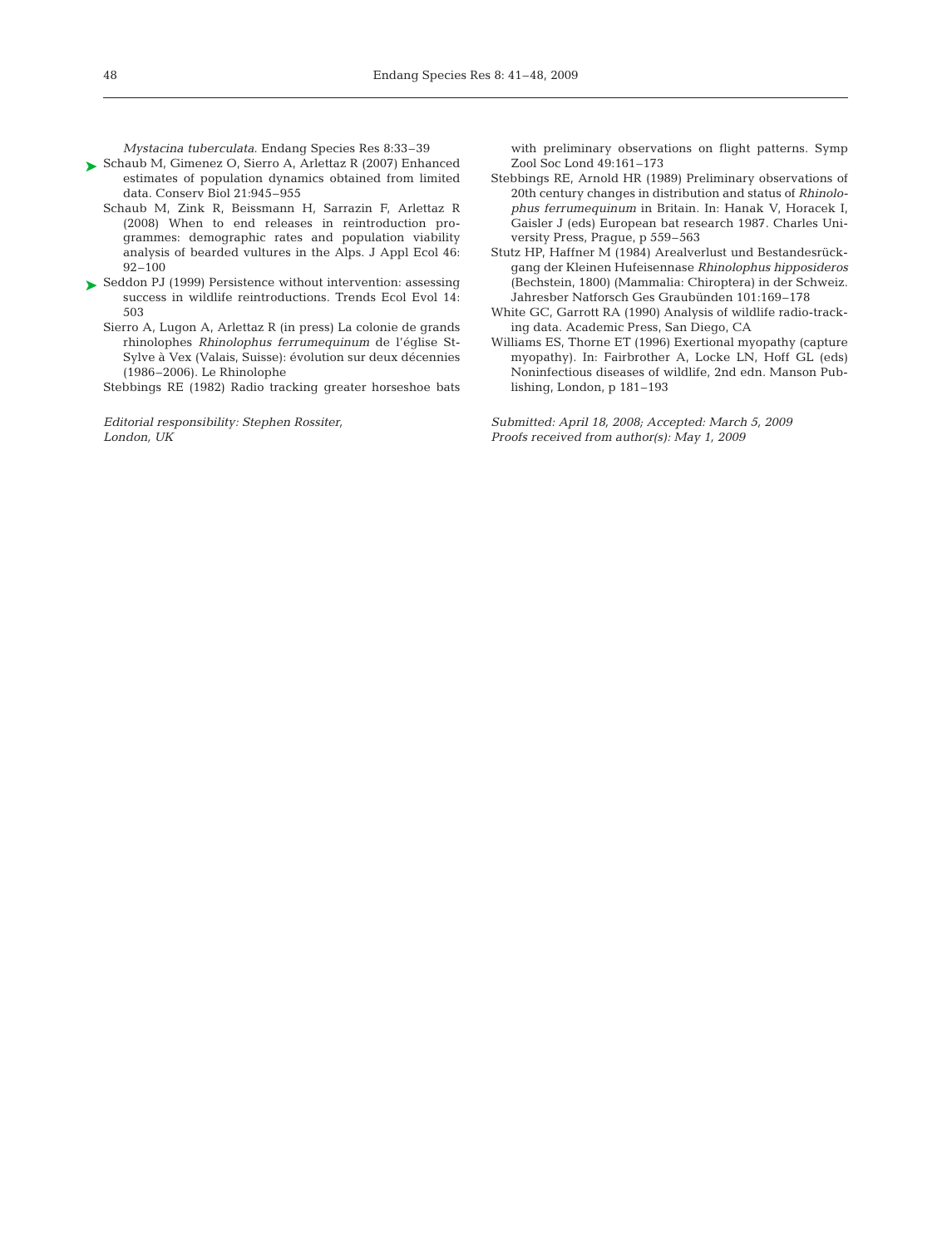*Mystacina tuberculata.* Endang Species Res 8:33–39

Schaub M, Gimenez O, Sierro A, Arlettaz R (2007) Enhanced estimates of population dynamics obtained from limited data. Conserv Biol 21:945–955

Schaub M, Zink R, Beissmann H, Sarrazin F, Arlettaz R (2008) When to end releases in reintroduction programmes: demographic rates and population viability analysis of bearded vultures in the Alps. J Appl Ecol 46: 92–100

Seddon PJ (1999) Persistence without intervention: assessing success in wildlife reintroductions. Trends Ecol Evol 14: 503

Sierro A, Lugon A, Arlettaz R (in press) La colonie de grands rhinolophes *Rhinolophus ferrumequinum* de l'église St-Sylve à Vex (Valais, Suisse): évolution sur deux décennies (1986–2006). Le Rhinolophe

Stebbings RE (1982) Radio tracking greater horseshoe bats with preliminary observations on flight patterns. Symp Zool Soc Lond 49:161–173

Stebbings RE, Arnold HR (1989) Preliminary observations of 20th century changes in distribution and status of *Rhinolophus ferrumequinum* in Britain. In: Hanak V, Horacek I, Gaisler J (eds) European bat research 1987. Charles University Press, Prague, p 559–563

Stutz HP, Haffner M (1984) Arealverlust und Bestandesrückgang der Kleinen Hufeisennase *Rhinolophus hipposideros* (Bechstein, 1800) (Mammalia: Chiroptera) in der Schweiz. Jahresber Natforsch Ges Graubünden 101:169–178

White GC, Garrott RA (1990) Analysis of wildlife radio-tracking data. Academic Press, San Diego, CA

Williams ES, Thorne ET (1996) Exertional myopathy (capture myopathy). In: Fairbrother A, Locke LN, Hoff GL (eds) Noninfectious diseases of wildlife, 2nd edn. Manson Publishing, London, p 181–193

*Editorial responsibility: Stephen Rossiter, London, UK*

*Submitted: April 18, 2008; Accepted: March 5, 2009*
*Proofs received from author(s): May 1, 2009*